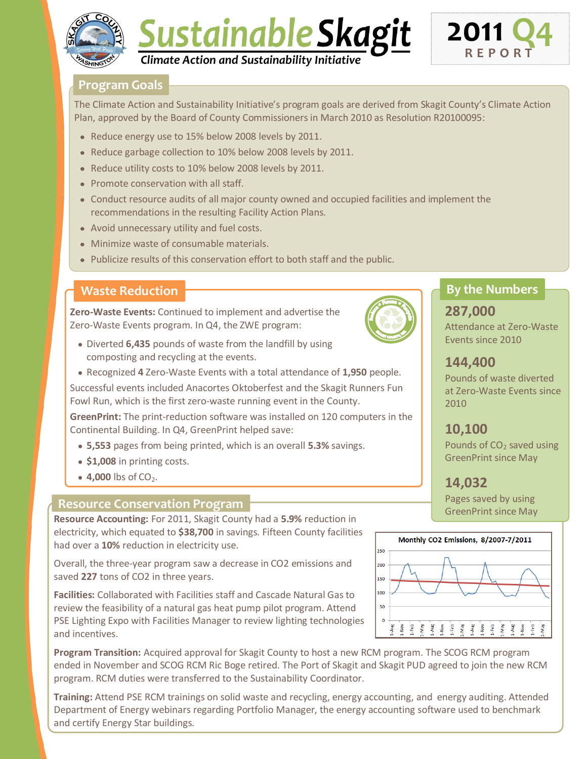# Sustainable Skagit

*Climate Action and Sustainability Initiative*

**2011 Q4 REPORT**

## Program Goals

The Climate Action and Sustainability Initiative's program goals are derived from Skagit County's Climate Action Plan, approved by the Board of County Commissioners in March 2010 as Resolution R20100095:

- Reduce energy use to 15% below 2008 levels by 2011.
- Reduce garbage collection to 10% below 2008 levels by 2011.
- Reduce utility costs to 10% below 2008 levels by 2011.
- Promote conservation with all staff.
- Conduct resource audits of all major county owned and occupied facilities and implement the recommendations in the resulting Facility Action Plans.
- Avoid unnecessary utility and fuel costs.
- Minimize waste of consumable materials.
- Publicize results of this conservation effort to both staff and the public.

## Waste Reduction

**Zero-Waste Events:** Continued to implement and advertise the Zero-Waste Events program. In Q4, the ZWE program:

- Diverted **6,435** pounds of waste from the landfill by using composting and recycling at the events.
- Recognized **4** Zero-Waste Events with a total attendance of **1,950** people.

Successful events included Anacortes Oktoberfest and the Skagit Runners Fun Fowl Run, which is the first zero-waste running event in the County.

**GreenPrint:** The print-reduction software was installed on 120 computers in the Continental Building. In Q4, GreenPrint helped save:

- **5,553** pages from being printed, which is an overall **5.3%** savings.
- **$1,008** in printing costs.
- **4,000** lbs of $CO_2$.

## By the Numbers

**287,000**
Attendance at Zero-Waste Events since 2010

**144,400**
Pounds of waste diverted at Zero-Waste Events since 2010

**10,100**
Pounds of $CO_2$ saved using GreenPrint since May

**14,032**
Pages saved by using GreenPrint since May

## Resource Conservation Program

**Resource Accounting:** For 2011, Skagit County had a **5.9%** reduction in electricity, which equated to **$38,700** in savings. Fifteen County facilities had over a **10%** reduction in electricity use.

Overall, the three-year program saw a decrease in CO2 emissions and saved **227** tons of CO2 in three years.

Monthly CO2 Emissions, 8/2007-7/2011

**Facilities:** Collaborated with Facilities staff and Cascade Natural Gas to review the feasibility of a natural gas heat pump pilot program. Attend PSE Lighting Expo with Facilities Manager to review lighting technologies and incentives.

**Program Transition:** Acquired approval for Skagit County to host a new RCM program. The SCOG RCM program ended in November and SCOG RCM Ric Boge retired. The Port of Skagit and Skagit PUD agreed to join the new RCM program. RCM duties were transferred to the Sustainability Coordinator.

**Training:** Attend PSE RCM trainings on solid waste and recycling, energy accounting, and energy auditing. Attended Department of Energy webinars regarding Portfolio Manager, the energy accounting software used to benchmark and certify Energy Star buildings.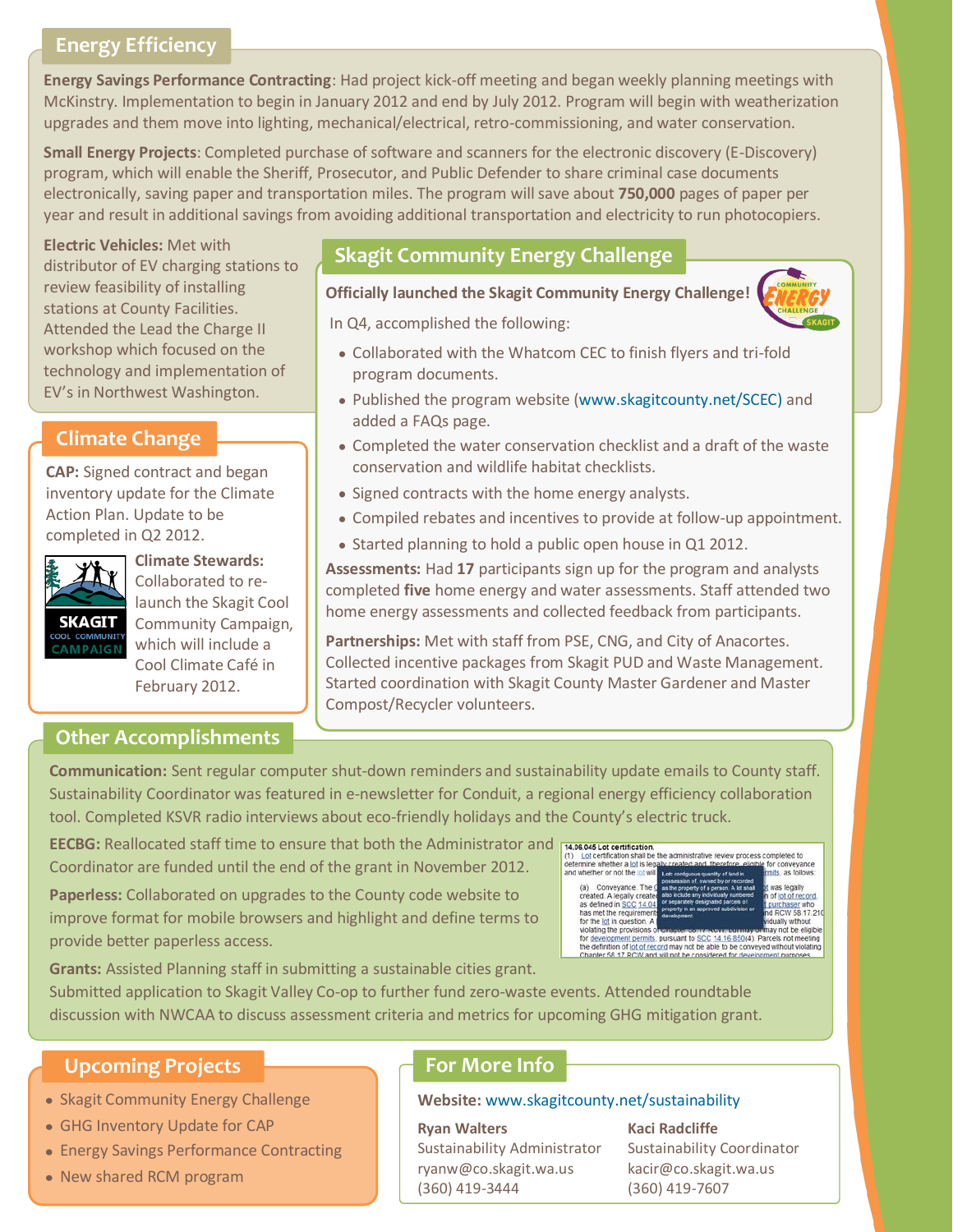## Energy Efficiency

**Energy Savings Performance Contracting**: Had project kick-off meeting and began weekly planning meetings with McKinstry. Implementation to begin in January 2012 and end by July 2012. Program will begin with weatherization upgrades and them move into lighting, mechanical/electrical, retro-commissioning, and water conservation.

**Small Energy Projects**: Completed purchase of software and scanners for the electronic discovery (E-Discovery) program, which will enable the Sheriff, Prosecutor, and Public Defender to share criminal case documents electronically, saving paper and transportation miles. The program will save about **750,000** pages of paper per year and result in additional savings from avoiding additional transportation and electricity to run photocopiers.

**Electric Vehicles:** Met with distributor of EV charging stations to review feasibility of installing stations at County Facilities. Attended the Lead the Charge II workshop which focused on the technology and implementation of EV's in Northwest Washington.

## Skagit Community Energy Challenge

**Officially launched the Skagit Community Energy Challenge!**

In Q4, accomplished the following:

- Collaborated with the Whatcom CEC to finish flyers and tri-fold program documents.
- Published the program website (www.skagitcounty.net/SCEC) and added a FAQs page.
- Completed the water conservation checklist and a draft of the waste conservation and wildlife habitat checklists.
- Signed contracts with the home energy analysts.
- Compiled rebates and incentives to provide at follow-up appointment.
- Started planning to hold a public open house in Q1 2012.

**Assessments:** Had **17** participants sign up for the program and analysts completed **five** home energy and water assessments. Staff attended two home energy assessments and collected feedback from participants.

**Partnerships:** Met with staff from PSE, CNG, and City of Anacortes. Collected incentive packages from Skagit PUD and Waste Management. Started coordination with Skagit County Master Gardener and Master Compost/Recycler volunteers.

## Climate Change

**CAP:** Signed contract and began inventory update for the Climate Action Plan. Update to be completed in Q2 2012.

**Climate Stewards:** Collaborated to re-launch the Skagit Cool Community Campaign, which will include a Cool Climate Café in February 2012.

## Other Accomplishments

**Communication:** Sent regular computer shut-down reminders and sustainability update emails to County staff. Sustainability Coordinator was featured in e-newsletter for Conduit, a regional energy efficiency collaboration tool. Completed KSVR radio interviews about eco-friendly holidays and the County's electric truck.

**EECBG:** Reallocated staff time to ensure that both the Administrator and Coordinator are funded until the end of the grant in November 2012.

**Paperless:** Collaborated on upgrades to the County code website to improve format for mobile browsers and highlight and define terms to provide better paperless access.

**Grants:** Assisted Planning staff in submitting a sustainable cities grant. Submitted application to Skagit Valley Co-op to further fund zero-waste events. Attended roundtable discussion with NWCAA to discuss assessment criteria and metrics for upcoming GHG mitigation grant.

## Upcoming Projects

- Skagit Community Energy Challenge
- GHG Inventory Update for CAP
- Energy Savings Performance Contracting
- New shared RCM program

## For More Info

**Website:** www.skagitcounty.net/sustainability

**Ryan Walters**
Sustainability Administrator
ryanw@co.skagit.wa.us
(360) 419-3444

**Kaci Radcliffe**
Sustainability Coordinator
kacir@co.skagit.wa.us
(360) 419-7607